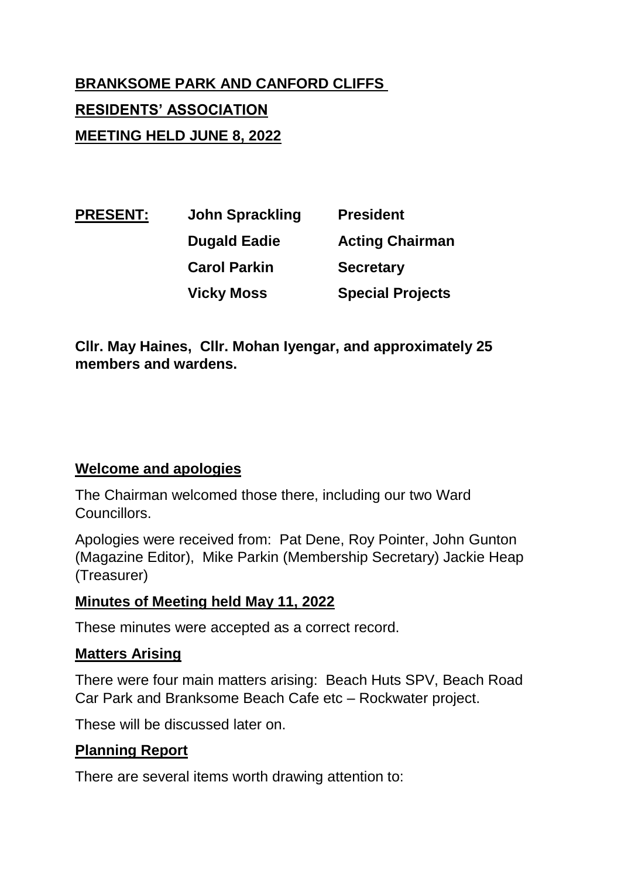# BRANKSOME PARK AND CANFORD CLIFFS

# RESIDENTS' ASSOCIATION

# MEETING HELD JUNE 8, 2022

| **PRESENT:** | **John Sprackling** | **President** |
|---|---|---|
| | **Dugald Eadie** | **Acting Chairman** |
| | **Carol Parkin** | **Secretary** |
| | **Vicky Moss** | **Special Projects** |

**Cllr. May Haines, Cllr. Mohan Iyengar, and approximately 25 members and wardens.**

## Welcome and apologies

The Chairman welcomed those there, including our two Ward Councillors.

Apologies were received from: Pat Dene, Roy Pointer, John Gunton (Magazine Editor), Mike Parkin (Membership Secretary) Jackie Heap (Treasurer)

## Minutes of Meeting held May 11, 2022

These minutes were accepted as a correct record.

## Matters Arising

There were four main matters arising: Beach Huts SPV, Beach Road Car Park and Branksome Beach Cafe etc – Rockwater project.

These will be discussed later on.

## Planning Report

There are several items worth drawing attention to: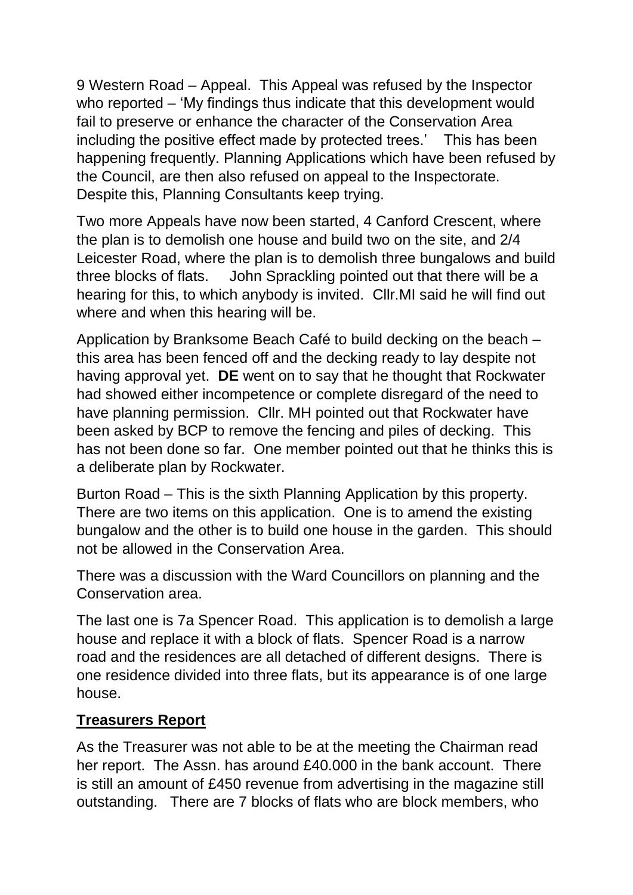9 Western Road – Appeal. This Appeal was refused by the Inspector who reported – 'My findings thus indicate that this development would fail to preserve or enhance the character of the Conservation Area including the positive effect made by protected trees.' This has been happening frequently. Planning Applications which have been refused by the Council, are then also refused on appeal to the Inspectorate. Despite this, Planning Consultants keep trying.

Two more Appeals have now been started, 4 Canford Crescent, where the plan is to demolish one house and build two on the site, and 2/4 Leicester Road, where the plan is to demolish three bungalows and build three blocks of flats. John Sprackling pointed out that there will be a hearing for this, to which anybody is invited. Cllr.MI said he will find out where and when this hearing will be.

Application by Branksome Beach Café to build decking on the beach – this area has been fenced off and the decking ready to lay despite not having approval yet. **DE** went on to say that he thought that Rockwater had showed either incompetence or complete disregard of the need to have planning permission. Cllr. MH pointed out that Rockwater have been asked by BCP to remove the fencing and piles of decking. This has not been done so far. One member pointed out that he thinks this is a deliberate plan by Rockwater.

Burton Road – This is the sixth Planning Application by this property. There are two items on this application. One is to amend the existing bungalow and the other is to build one house in the garden. This should not be allowed in the Conservation Area.

There was a discussion with the Ward Councillors on planning and the Conservation area.

The last one is 7a Spencer Road. This application is to demolish a large house and replace it with a block of flats. Spencer Road is a narrow road and the residences are all detached of different designs. There is one residence divided into three flats, but its appearance is of one large house.

**Treasurers Report**

As the Treasurer was not able to be at the meeting the Chairman read her report. The Assn. has around £40.000 in the bank account. There is still an amount of £450 revenue from advertising in the magazine still outstanding. There are 7 blocks of flats who are block members, who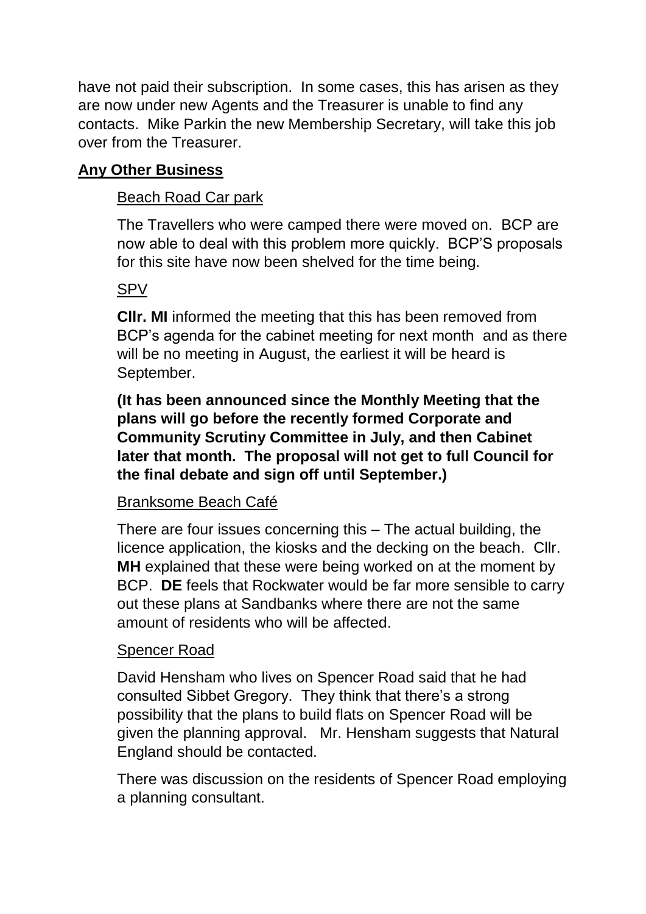have not paid their subscription. In some cases, this has arisen as they are now under new Agents and the Treasurer is unable to find any contacts. Mike Parkin the new Membership Secretary, will take this job over from the Treasurer.

## Any Other Business

### Beach Road Car park

The Travellers who were camped there were moved on. BCP are now able to deal with this problem more quickly. BCP'S proposals for this site have now been shelved for the time being.

### SPV

**Cllr. MI** informed the meeting that this has been removed from BCP's agenda for the cabinet meeting for next month and as there will be no meeting in August, the earliest it will be heard is September.

**(It has been announced since the Monthly Meeting that the plans will go before the recently formed Corporate and Community Scrutiny Committee in July, and then Cabinet later that month. The proposal will not get to full Council for the final debate and sign off until September.)**

### Branksome Beach Café

There are four issues concerning this – The actual building, the licence application, the kiosks and the decking on the beach. Cllr. **MH** explained that these were being worked on at the moment by BCP. **DE** feels that Rockwater would be far more sensible to carry out these plans at Sandbanks where there are not the same amount of residents who will be affected.

### Spencer Road

David Hensham who lives on Spencer Road said that he had consulted Sibbet Gregory. They think that there's a strong possibility that the plans to build flats on Spencer Road will be given the planning approval. Mr. Hensham suggests that Natural England should be contacted.

There was discussion on the residents of Spencer Road employing a planning consultant.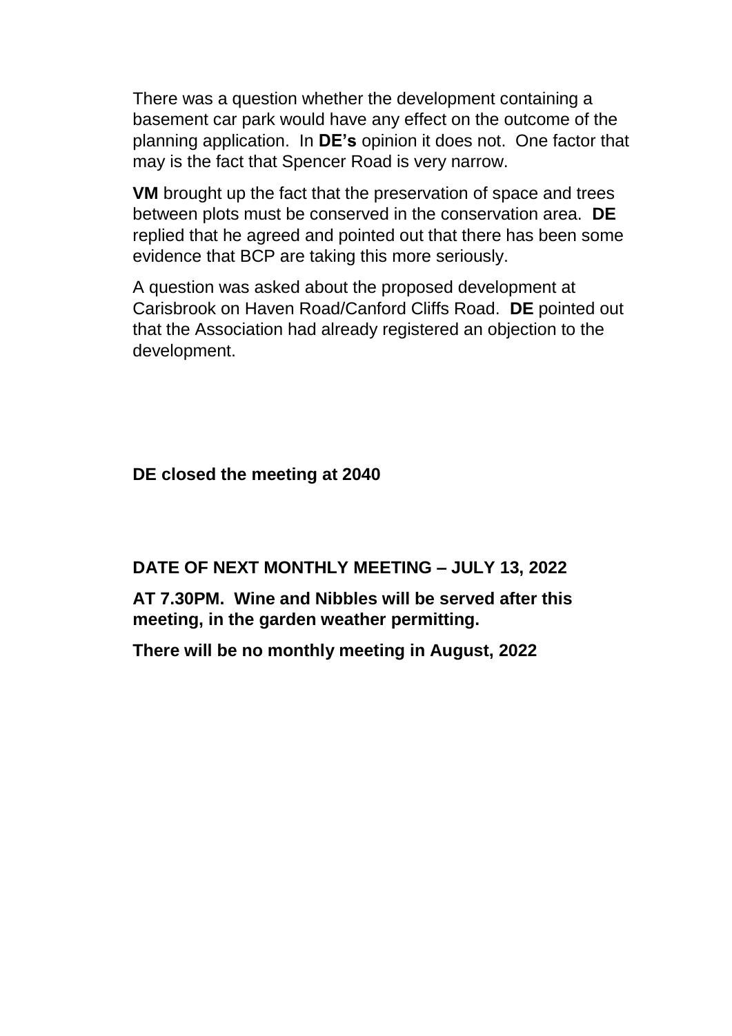There was a question whether the development containing a basement car park would have any effect on the outcome of the planning application. In **DE's** opinion it does not. One factor that may is the fact that Spencer Road is very narrow.

**VM** brought up the fact that the preservation of space and trees between plots must be conserved in the conservation area. **DE** replied that he agreed and pointed out that there has been some evidence that BCP are taking this more seriously.

A question was asked about the proposed development at Carisbrook on Haven Road/Canford Cliffs Road. **DE** pointed out that the Association had already registered an objection to the development.

**DE closed the meeting at 2040**

**DATE OF NEXT MONTHLY MEETING – JULY 13, 2022**

**AT 7.30PM. Wine and Nibbles will be served after this meeting, in the garden weather permitting.**

**There will be no monthly meeting in August, 2022**